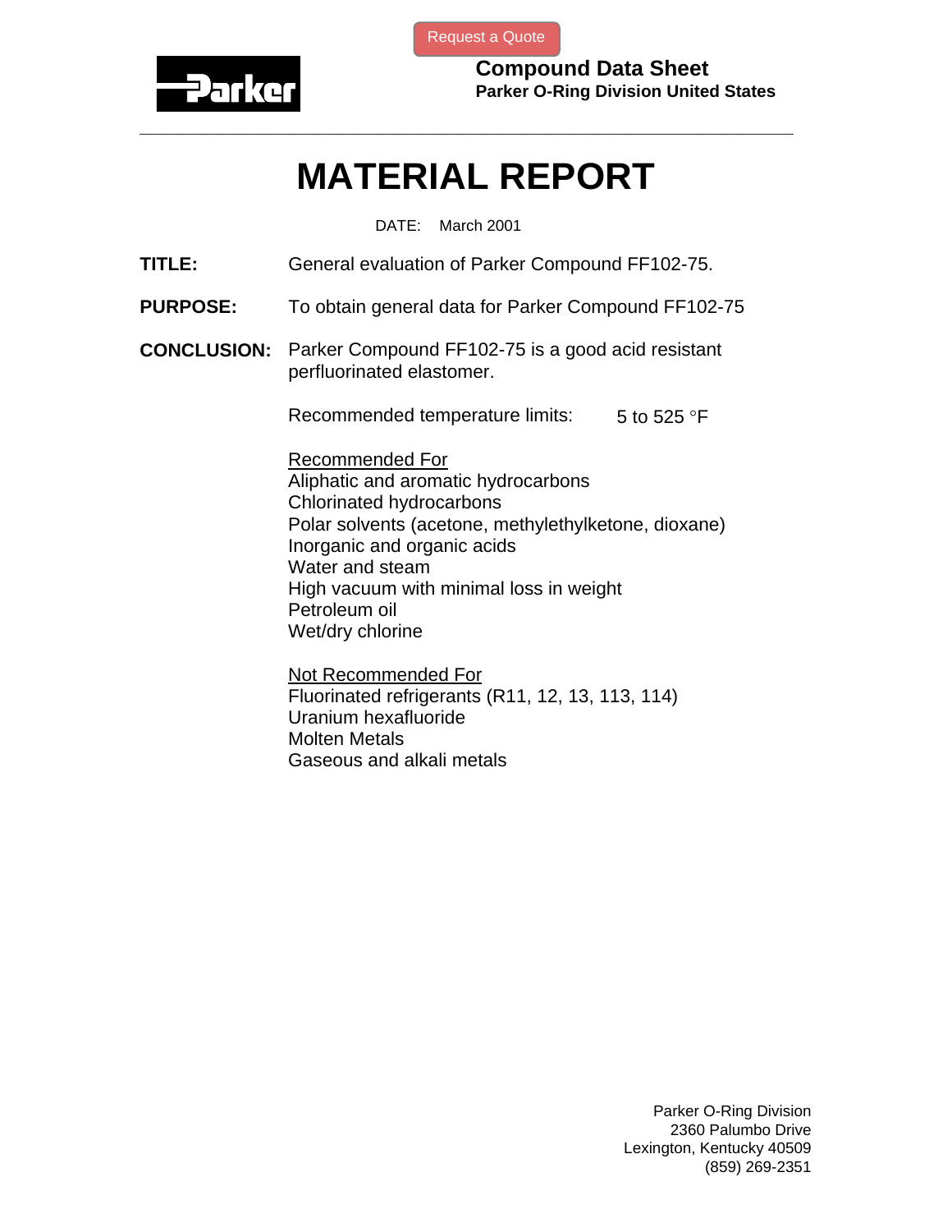Request a Quote

Parker

**Compound Data Sheet**
**Parker O-Ring Division United States**

# MATERIAL REPORT

DATE: March 2001

**TITLE:** General evaluation of Parker Compound FF102-75.

**PURPOSE:** To obtain general data for Parker Compound FF102-75

**CONCLUSION:** Parker Compound FF102-75 is a good acid resistant perfluorinated elastomer.

Recommended temperature limits: 5 to 525 °F

Recommended For

- Aliphatic and aromatic hydrocarbons
- Chlorinated hydrocarbons
- Polar solvents (acetone, methylethylketone, dioxane)
- Inorganic and organic acids
- Water and steam
- High vacuum with minimal loss in weight
- Petroleum oil
- Wet/dry chlorine

Not Recommended For

- Fluorinated refrigerants (R11, 12, 13, 113, 114)
- Uranium hexafluoride
- Molten Metals
- Gaseous and alkali metals

Parker O-Ring Division
2360 Palumbo Drive
Lexington, Kentucky 40509
(859) 269-2351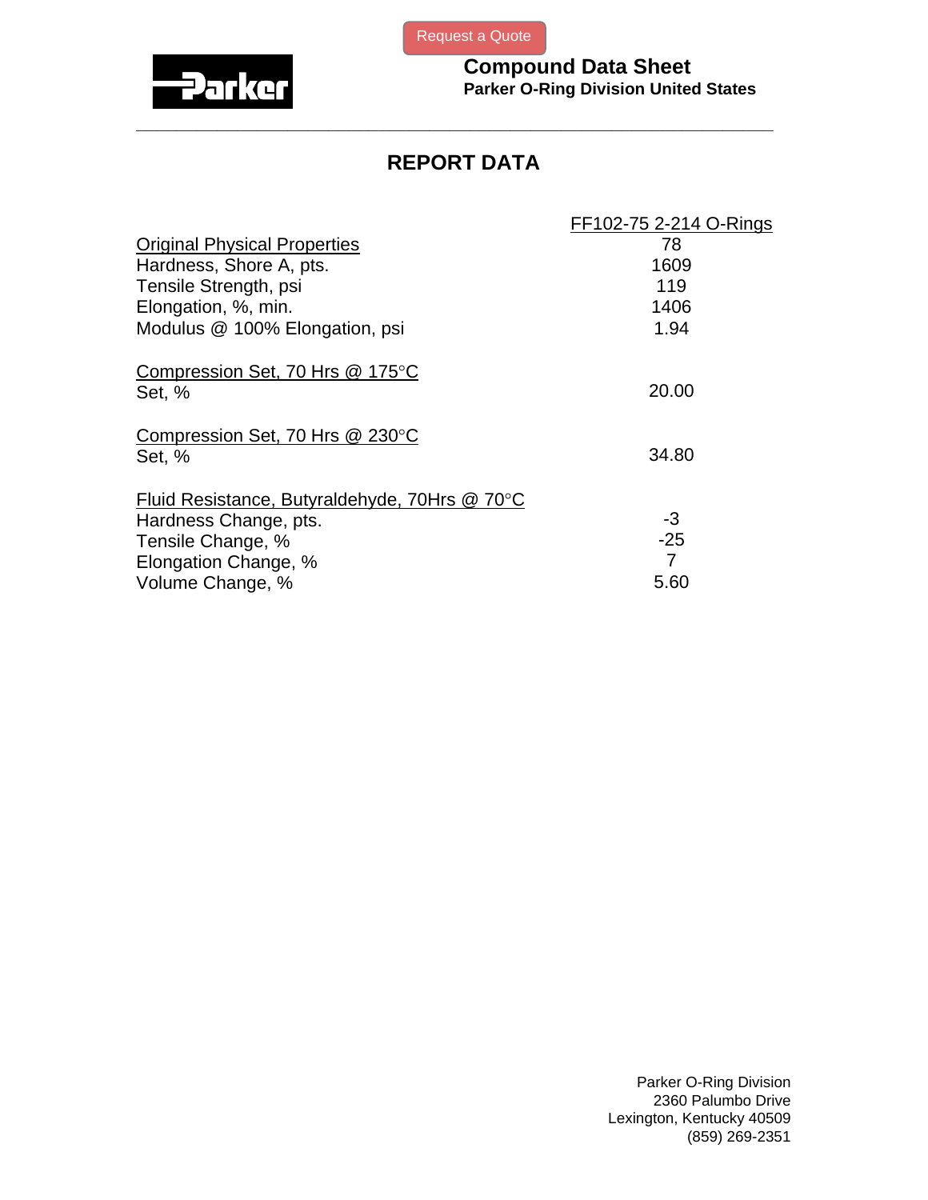Request a Quote

**Parker**

## Compound Data Sheet

### Parker O-Ring Division United States

---

# REPORT DATA

| | FF102-75 2-214 O-Rings |
|---|---|
| Original Physical Properties | 78 |
| Hardness, Shore A, pts. | 1609 |
| Tensile Strength, psi | 119 |
| Elongation, %, min. | 1406 |
| Modulus @ 100% Elongation, psi | 1.94 |
| | |
| Compression Set, 70 Hrs @ 175°C | |
| Set, % | 20.00 |
| | |
| Compression Set, 70 Hrs @ 230°C | |
| Set, % | 34.80 |
| | |
| Fluid Resistance, Butyraldehyde, 70Hrs @ 70°C | |
| Hardness Change, pts. | -3 |
| Tensile Change, % | -25 |
| Elongation Change, % | 7 |
| Volume Change, % | 5.60 |

Parker O-Ring Division
2360 Palumbo Drive
Lexington, Kentucky 40509
(859) 269-2351